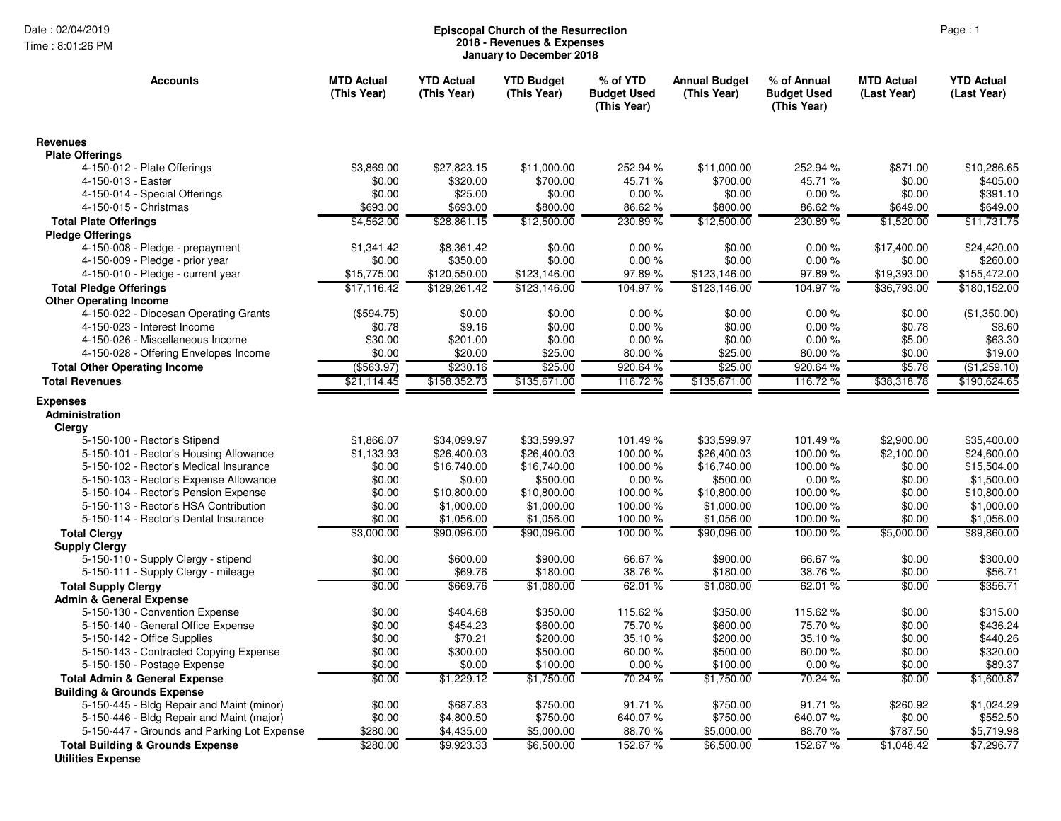**Episcopal Church of the Resurrection**
**2018 - Revenues & Expenses**
**January to December 2018**

Date : 02/04/2019
Time : 8:01:26 PM

| Accounts | MTD Actual (This Year) | YTD Actual (This Year) | YTD Budget (This Year) | % of YTD Budget Used (This Year) | Annual Budget (This Year) | % of Annual Budget Used (This Year) | MTD Actual (Last Year) | YTD Actual (Last Year) |
|---|---|---|---|---|---|---|---|---|
| **Revenues** | | | | | | | | |
| **Plate Offerings** | | | | | | | | |
| 4-150-012 - Plate Offerings | $3,869.00 | $27,823.15 | $11,000.00 | 252.94 % | $11,000.00 | 252.94 % | $871.00 | $10,286.65 |
| 4-150-013 - Easter | $0.00 | $320.00 | $700.00 | 45.71 % | $700.00 | 45.71 % | $0.00 | $405.00 |
| 4-150-014 - Special Offerings | $0.00 | $25.00 | $0.00 | 0.00 % | $0.00 | 0.00 % | $0.00 | $391.10 |
| 4-150-015 - Christmas | $693.00 | $693.00 | $800.00 | 86.62 % | $800.00 | 86.62 % | $649.00 | $649.00 |
| **Total Plate Offerings** | $4,562.00 | $28,861.15 | $12,500.00 | 230.89 % | $12,500.00 | 230.89 % | $1,520.00 | $11,731.75 |
| **Pledge Offerings** | | | | | | | | |
| 4-150-008 - Pledge - prepayment | $1,341.42 | $8,361.42 | $0.00 | 0.00 % | $0.00 | 0.00 % | $17,400.00 | $24,420.00 |
| 4-150-009 - Pledge - prior year | $0.00 | $350.00 | $0.00 | 0.00 % | $0.00 | 0.00 % | $0.00 | $260.00 |
| 4-150-010 - Pledge - current year | $15,775.00 | $120,550.00 | $123,146.00 | 97.89 % | $123,146.00 | 97.89 % | $19,393.00 | $155,472.00 |
| **Total Pledge Offerings** | $17,116.42 | $129,261.42 | $123,146.00 | 104.97 % | $123,146.00 | 104.97 % | $36,793.00 | $180,152.00 |
| **Other Operating Income** | | | | | | | | |
| 4-150-022 - Diocesan Operating Grants | ($594.75) | $0.00 | $0.00 | 0.00 % | $0.00 | 0.00 % | $0.00 | ($1,350.00) |
| 4-150-023 - Interest Income | $0.78 | $9.16 | $0.00 | 0.00 % | $0.00 | 0.00 % | $0.78 | $8.60 |
| 4-150-026 - Miscellaneous Income | $30.00 | $201.00 | $0.00 | 0.00 % | $0.00 | 0.00 % | $5.00 | $63.30 |
| 4-150-028 - Offering Envelopes Income | $0.00 | $20.00 | $25.00 | 80.00 % | $25.00 | 80.00 % | $0.00 | $19.00 |
| **Total Other Operating Income** | ($563.97) | $230.16 | $25.00 | 920.64 % | $25.00 | 920.64 % | $5.78 | ($1,259.10) |
| **Total Revenues** | $21,114.45 | $158,352.73 | $135,671.00 | 116.72 % | $135,671.00 | 116.72 % | $38,318.78 | $190,624.65 |
| **Expenses** | | | | | | | | |
| **Administration** | | | | | | | | |
| **Clergy** | | | | | | | | |
| 5-150-100 - Rector's Stipend | $1,866.07 | $34,099.97 | $33,599.97 | 101.49 % | $33,599.97 | 101.49 % | $2,900.00 | $35,400.00 |
| 5-150-101 - Rector's Housing Allowance | $1,133.93 | $26,400.03 | $26,400.03 | 100.00 % | $26,400.03 | 100.00 % | $2,100.00 | $24,600.00 |
| 5-150-102 - Rector's Medical Insurance | $0.00 | $16,740.00 | $16,740.00 | 100.00 % | $16,740.00 | 100.00 % | $0.00 | $15,504.00 |
| 5-150-103 - Rector's Expense Allowance | $0.00 | $0.00 | $500.00 | 0.00 % | $500.00 | 0.00 % | $0.00 | $1,500.00 |
| 5-150-104 - Rector's Pension Expense | $0.00 | $10,800.00 | $10,800.00 | 100.00 % | $10,800.00 | 100.00 % | $0.00 | $10,800.00 |
| 5-150-113 - Rector's HSA Contribution | $0.00 | $1,000.00 | $1,000.00 | 100.00 % | $1,000.00 | 100.00 % | $0.00 | $1,000.00 |
| 5-150-114 - Rector's Dental Insurance | $0.00 | $1,056.00 | $1,056.00 | 100.00 % | $1,056.00 | 100.00 % | $0.00 | $1,056.00 |
| **Total Clergy** | $3,000.00 | $90,096.00 | $90,096.00 | 100.00 % | $90,096.00 | 100.00 % | $5,000.00 | $89,860.00 |
| **Supply Clergy** | | | | | | | | |
| 5-150-110 - Supply Clergy - stipend | $0.00 | $600.00 | $900.00 | 66.67 % | $900.00 | 66.67 % | $0.00 | $300.00 |
| 5-150-111 - Supply Clergy - mileage | $0.00 | $69.76 | $180.00 | 38.76 % | $180.00 | 38.76 % | $0.00 | $56.71 |
| **Total Supply Clergy** | $0.00 | $669.76 | $1,080.00 | 62.01 % | $1,080.00 | 62.01 % | $0.00 | $356.71 |
| **Admin & General Expense** | | | | | | | | |
| 5-150-130 - Convention Expense | $0.00 | $404.68 | $350.00 | 115.62 % | $350.00 | 115.62 % | $0.00 | $315.00 |
| 5-150-140 - General Office Expense | $0.00 | $454.23 | $600.00 | 75.70 % | $600.00 | 75.70 % | $0.00 | $436.24 |
| 5-150-142 - Office Supplies | $0.00 | $70.21 | $200.00 | 35.10 % | $200.00 | 35.10 % | $0.00 | $440.26 |
| 5-150-143 - Contracted Copying Expense | $0.00 | $300.00 | $500.00 | 60.00 % | $500.00 | 60.00 % | $0.00 | $320.00 |
| 5-150-150 - Postage Expense | $0.00 | $0.00 | $100.00 | 0.00 % | $100.00 | 0.00 % | $0.00 | $89.37 |
| **Total Admin & General Expense** | $0.00 | $1,229.12 | $1,750.00 | 70.24 % | $1,750.00 | 70.24 % | $0.00 | $1,600.87 |
| **Building & Grounds Expense** | | | | | | | | |
| 5-150-445 - Bldg Repair and Maint (minor) | $0.00 | $687.83 | $750.00 | 91.71 % | $750.00 | 91.71 % | $260.92 | $1,024.29 |
| 5-150-446 - Bldg Repair and Maint (major) | $0.00 | $4,800.50 | $750.00 | 640.07 % | $750.00 | 640.07 % | $0.00 | $552.50 |
| 5-150-447 - Grounds and Parking Lot Expense | $280.00 | $4,435.00 | $5,000.00 | 88.70 % | $5,000.00 | 88.70 % | $787.50 | $5,719.98 |
| **Total Building & Grounds Expense** | $280.00 | $9,923.33 | $6,500.00 | 152.67 % | $6,500.00 | 152.67 % | $1,048.42 | $7,296.77 |
| **Utilities Expense** | | | | | | | | |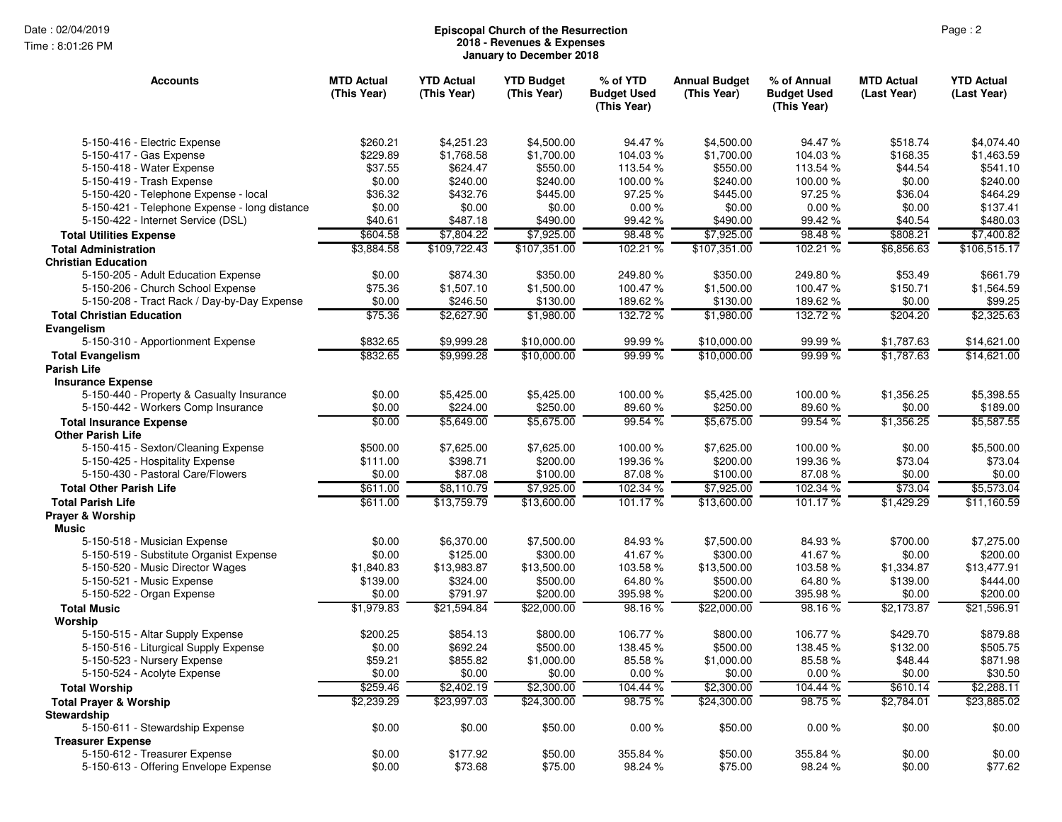**Episcopal Church of the Resurrection**
**2018 - Revenues & Expenses**
**January to December 2018**

| Accounts | MTD Actual (This Year) | YTD Actual (This Year) | YTD Budget (This Year) | % of YTD Budget Used (This Year) | Annual Budget (This Year) | % of Annual Budget Used (This Year) | MTD Actual (Last Year) | YTD Actual (Last Year) |
|---|---|---|---|---|---|---|---|---|
| 5-150-416 - Electric Expense | $260.21 | $4,251.23 | $4,500.00 | 94.47 % | $4,500.00 | 94.47 % | $518.74 | $4,074.40 |
| 5-150-417 - Gas Expense | $229.89 | $1,768.58 | $1,700.00 | 104.03 % | $1,700.00 | 104.03 % | $168.35 | $1,463.59 |
| 5-150-418 - Water Expense | $37.55 | $624.47 | $550.00 | 113.54 % | $550.00 | 113.54 % | $44.54 | $541.10 |
| 5-150-419 - Trash Expense | $0.00 | $240.00 | $240.00 | 100.00 % | $240.00 | 100.00 % | $0.00 | $240.00 |
| 5-150-420 - Telephone Expense - local | $36.32 | $432.76 | $445.00 | 97.25 % | $445.00 | 97.25 % | $36.04 | $464.29 |
| 5-150-421 - Telephone Expense - long distance | $0.00 | $0.00 | $0.00 | 0.00 % | $0.00 | 0.00 % | $0.00 | $137.41 |
| 5-150-422 - Internet Service (DSL) | $40.61 | $487.18 | $490.00 | 99.42 % | $490.00 | 99.42 % | $40.54 | $480.03 |
| **Total Utilities Expense** | $604.58 | $7,804.22 | $7,925.00 | 98.48 % | $7,925.00 | 98.48 % | $808.21 | $7,400.82 |
| **Total Administration** | $3,884.58 | $109,722.43 | $107,351.00 | 102.21 % | $107,351.00 | 102.21 % | $6,856.63 | $106,515.17 |
| **Christian Education** | | | | | | | | |
| 5-150-205 - Adult Education Expense | $0.00 | $874.30 | $350.00 | 249.80 % | $350.00 | 249.80 % | $53.49 | $661.79 |
| 5-150-206 - Church School Expense | $75.36 | $1,507.10 | $1,500.00 | 100.47 % | $1,500.00 | 100.47 % | $150.71 | $1,564.59 |
| 5-150-208 - Tract Rack / Day-by-Day Expense | $0.00 | $246.50 | $130.00 | 189.62 % | $130.00 | 189.62 % | $0.00 | $99.25 |
| **Total Christian Education** | $75.36 | $2,627.90 | $1,980.00 | 132.72 % | $1,980.00 | 132.72 % | $204.20 | $2,325.63 |
| **Evangelism** | | | | | | | | |
| 5-150-310 - Apportionment Expense | $832.65 | $9,999.28 | $10,000.00 | 99.99 % | $10,000.00 | 99.99 % | $1,787.63 | $14,621.00 |
| **Total Evangelism** | $832.65 | $9,999.28 | $10,000.00 | 99.99 % | $10,000.00 | 99.99 % | $1,787.63 | $14,621.00 |
| **Parish Life** | | | | | | | | |
| **Insurance Expense** | | | | | | | | |
| 5-150-440 - Property & Casualty Insurance | $0.00 | $5,425.00 | $5,425.00 | 100.00 % | $5,425.00 | 100.00 % | $1,356.25 | $5,398.55 |
| 5-150-442 - Workers Comp Insurance | $0.00 | $224.00 | $250.00 | 89.60 % | $250.00 | 89.60 % | $0.00 | $189.00 |
| **Total Insurance Expense** | $0.00 | $5,649.00 | $5,675.00 | 99.54 % | $5,675.00 | 99.54 % | $1,356.25 | $5,587.55 |
| **Other Parish Life** | | | | | | | | |
| 5-150-415 - Sexton/Cleaning Expense | $500.00 | $7,625.00 | $7,625.00 | 100.00 % | $7,625.00 | 100.00 % | $0.00 | $5,500.00 |
| 5-150-425 - Hospitality Expense | $111.00 | $398.71 | $200.00 | 199.36 % | $200.00 | 199.36 % | $73.04 | $73.04 |
| 5-150-430 - Pastoral Care/Flowers | $0.00 | $87.08 | $100.00 | 87.08 % | $100.00 | 87.08 % | $0.00 | $0.00 |
| **Total Other Parish Life** | $611.00 | $8,110.79 | $7,925.00 | 102.34 % | $7,925.00 | 102.34 % | $73.04 | $5,573.04 |
| **Total Parish Life** | $611.00 | $13,759.79 | $13,600.00 | 101.17 % | $13,600.00 | 101.17 % | $1,429.29 | $11,160.59 |
| **Prayer & Worship** | | | | | | | | |
| **Music** | | | | | | | | |
| 5-150-518 - Musician Expense | $0.00 | $6,370.00 | $7,500.00 | 84.93 % | $7,500.00 | 84.93 % | $700.00 | $7,275.00 |
| 5-150-519 - Substitute Organist Expense | $0.00 | $125.00 | $300.00 | 41.67 % | $300.00 | 41.67 % | $0.00 | $200.00 |
| 5-150-520 - Music Director Wages | $1,840.83 | $13,983.87 | $13,500.00 | 103.58 % | $13,500.00 | 103.58 % | $1,334.87 | $13,477.91 |
| 5-150-521 - Music Expense | $139.00 | $324.00 | $500.00 | 64.80 % | $500.00 | 64.80 % | $139.00 | $444.00 |
| 5-150-522 - Organ Expense | $0.00 | $791.97 | $200.00 | 395.98 % | $200.00 | 395.98 % | $0.00 | $200.00 |
| **Total Music** | $1,979.83 | $21,594.84 | $22,000.00 | 98.16 % | $22,000.00 | 98.16 % | $2,173.87 | $21,596.91 |
| **Worship** | | | | | | | | |
| 5-150-515 - Altar Supply Expense | $200.25 | $854.13 | $800.00 | 106.77 % | $800.00 | 106.77 % | $429.70 | $879.88 |
| 5-150-516 - Liturgical Supply Expense | $0.00 | $692.24 | $500.00 | 138.45 % | $500.00 | 138.45 % | $132.00 | $505.75 |
| 5-150-523 - Nursery Expense | $59.21 | $855.82 | $1,000.00 | 85.58 % | $1,000.00 | 85.58 % | $48.44 | $871.98 |
| 5-150-524 - Acolyte Expense | $0.00 | $0.00 | $0.00 | 0.00 % | $0.00 | 0.00 % | $0.00 | $30.50 |
| **Total Worship** | $259.46 | $2,402.19 | $2,300.00 | 104.44 % | $2,300.00 | 104.44 % | $610.14 | $2,288.11 |
| **Total Prayer & Worship** | $2,239.29 | $23,997.03 | $24,300.00 | 98.75 % | $24,300.00 | 98.75 % | $2,784.01 | $23,885.02 |
| **Stewardship** | | | | | | | | |
| 5-150-611 - Stewardship Expense | $0.00 | $0.00 | $50.00 | 0.00 % | $50.00 | 0.00 % | $0.00 | $0.00 |
| **Treasurer Expense** | | | | | | | | |
| 5-150-612 - Treasurer Expense | $0.00 | $177.92 | $50.00 | 355.84 % | $50.00 | 355.84 % | $0.00 | $0.00 |
| 5-150-613 - Offering Envelope Expense | $0.00 | $73.68 | $75.00 | 98.24 % | $75.00 | 98.24 % | $0.00 | $77.62 |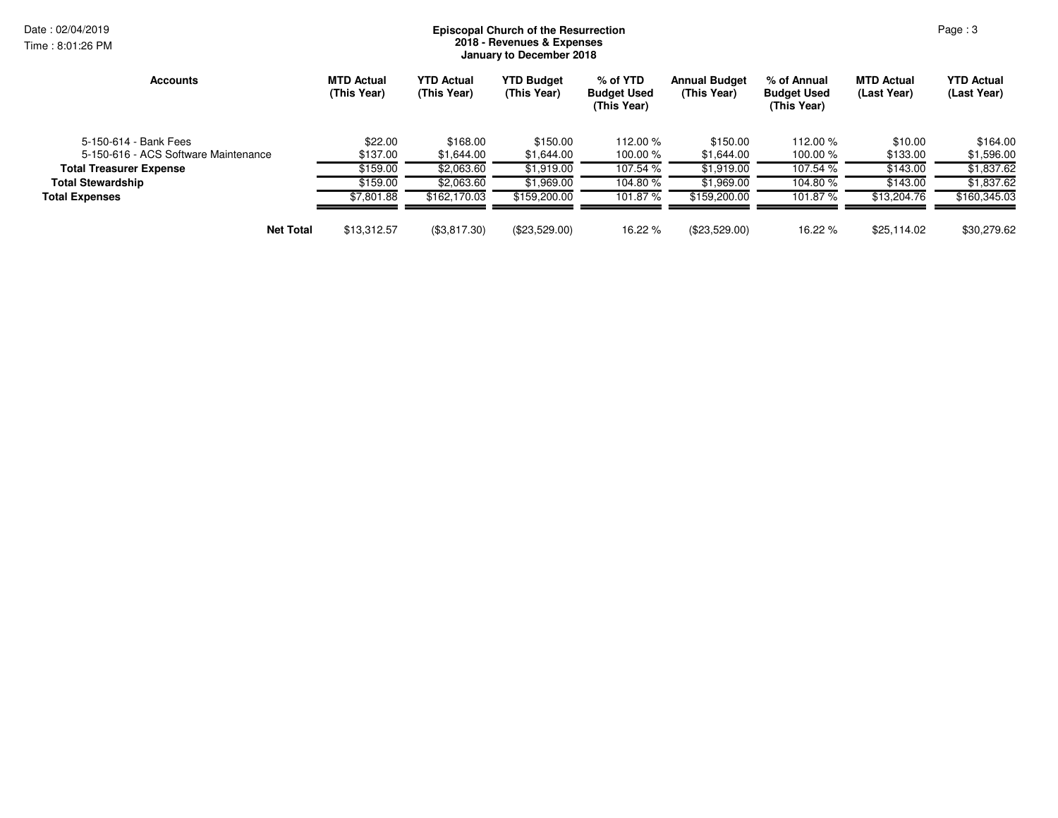**Episcopal Church of the Resurrection**
**2018 - Revenues & Expenses**
**January to December 2018**

| Accounts | MTD Actual (This Year) | YTD Actual (This Year) | YTD Budget (This Year) | % of YTD Budget Used (This Year) | Annual Budget (This Year) | % of Annual Budget Used (This Year) | MTD Actual (Last Year) | YTD Actual (Last Year) |
|---|---|---|---|---|---|---|---|---|
| 5-150-614 - Bank Fees | $22.00 | $168.00 | $150.00 | 112.00 % | $150.00 | 112.00 % | $10.00 | $164.00 |
| 5-150-616 - ACS Software Maintenance | $137.00 | $1,644.00 | $1,644.00 | 100.00 % | $1,644.00 | 100.00 % | $133.00 | $1,596.00 |
| **Total Treasurer Expense** | $159.00 | $2,063.60 | $1,919.00 | 107.54 % | $1,919.00 | 107.54 % | $143.00 | $1,837.62 |
| **Total Stewardship** | $159.00 | $2,063.60 | $1,969.00 | 104.80 % | $1,969.00 | 104.80 % | $143.00 | $1,837.62 |
| **Total Expenses** | $7,801.88 | $162,170.03 | $159,200.00 | 101.87 % | $159,200.00 | 101.87 % | $13,204.76 | $160,345.03 |
| **Net Total** | $13,312.57 | ($3,817.30) | ($23,529.00) | 16.22 % | ($23,529.00) | 16.22 % | $25,114.02 | $30,279.62 |